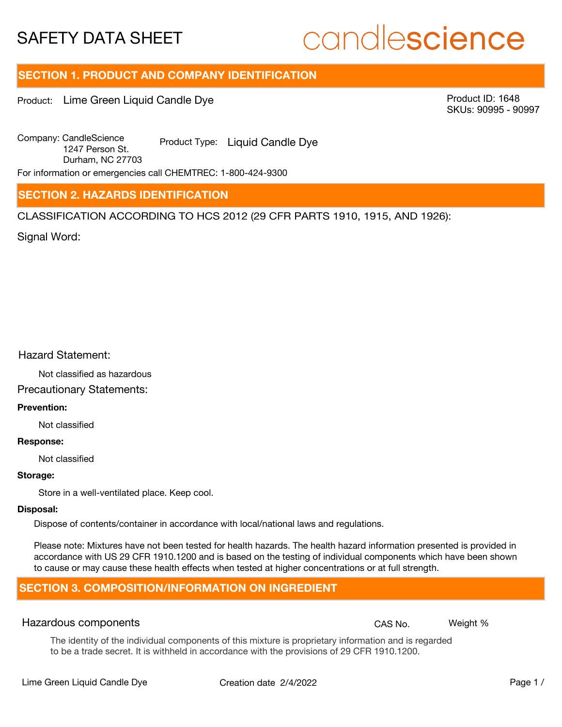# SAFETY DATA SHEET

candlescience

## SECTION 1. PRODUCT AND COMPANY IDENTIFICATION

Product: Lime Green Liquid Candle Dye

Product ID: 1648
SKUs: 90995 - 90997

Company: CandleScience
1247 Person St.
Durham, NC 27703

Product Type: Liquid Candle Dye

For information or emergencies call CHEMTREC: 1-800-424-9300

## SECTION 2. HAZARDS IDENTIFICATION

CLASSIFICATION ACCORDING TO HCS 2012 (29 CFR PARTS 1910, 1915, AND 1926):

Signal Word:

Hazard Statement:

Not classified as hazardous

Precautionary Statements:

**Prevention:**

Not classified

**Response:**

Not classified

**Storage:**

Store in a well-ventilated place. Keep cool.

**Disposal:**

Dispose of contents/container in accordance with local/national laws and regulations.

Please note: Mixtures have not been tested for health hazards. The health hazard information presented is provided in accordance with US 29 CFR 1910.1200 and is based on the testing of individual components which have been shown to cause or may cause these health effects when tested at higher concentrations or at full strength.

## SECTION 3. COMPOSITION/INFORMATION ON INGREDIENT

| Hazardous components | CAS No. | Weight % |
|---|---|---|

The identity of the individual components of this mixture is proprietary information and is regarded to be a trade secret. It is withheld in accordance with the provisions of 29 CFR 1910.1200.

Lime Green Liquid Candle Dye Creation date 2/4/2022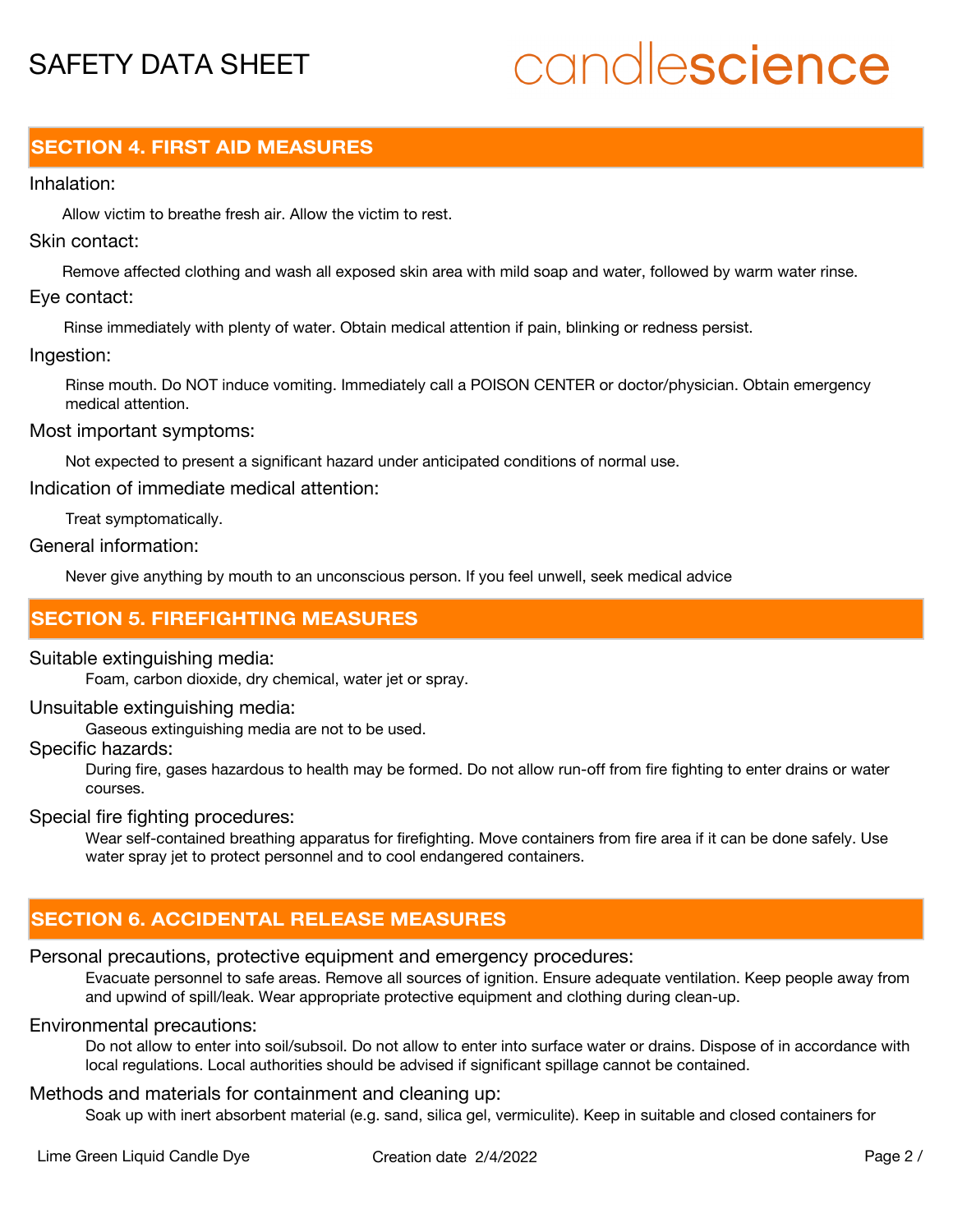## SECTION 4. FIRST AID MEASURES

Inhalation:

Allow victim to breathe fresh air. Allow the victim to rest.

Skin contact:

Remove affected clothing and wash all exposed skin area with mild soap and water, followed by warm water rinse.

Eye contact:

Rinse immediately with plenty of water. Obtain medical attention if pain, blinking or redness persist.

Ingestion:

Rinse mouth. Do NOT induce vomiting. Immediately call a POISON CENTER or doctor/physician. Obtain emergency medical attention.

Most important symptoms:

Not expected to present a significant hazard under anticipated conditions of normal use.

Indication of immediate medical attention:

Treat symptomatically.

General information:

Never give anything by mouth to an unconscious person. If you feel unwell, seek medical advice

## SECTION 5. FIREFIGHTING MEASURES

Suitable extinguishing media:

Foam, carbon dioxide, dry chemical, water jet or spray.

Unsuitable extinguishing media:

Gaseous extinguishing media are not to be used.

Specific hazards:

During fire, gases hazardous to health may be formed. Do not allow run-off from fire fighting to enter drains or water courses.

Special fire fighting procedures:

Wear self-contained breathing apparatus for firefighting. Move containers from fire area if it can be done safely. Use water spray jet to protect personnel and to cool endangered containers.

## SECTION 6. ACCIDENTAL RELEASE MEASURES

Personal precautions, protective equipment and emergency procedures:

Evacuate personnel to safe areas. Remove all sources of ignition. Ensure adequate ventilation. Keep people away from and upwind of spill/leak. Wear appropriate protective equipment and clothing during clean-up.

Environmental precautions:

Do not allow to enter into soil/subsoil. Do not allow to enter into surface water or drains. Dispose of in accordance with local regulations. Local authorities should be advised if significant spillage cannot be contained.

Methods and materials for containment and cleaning up:

Soak up with inert absorbent material (e.g. sand, silica gel, vermiculite). Keep in suitable and closed containers for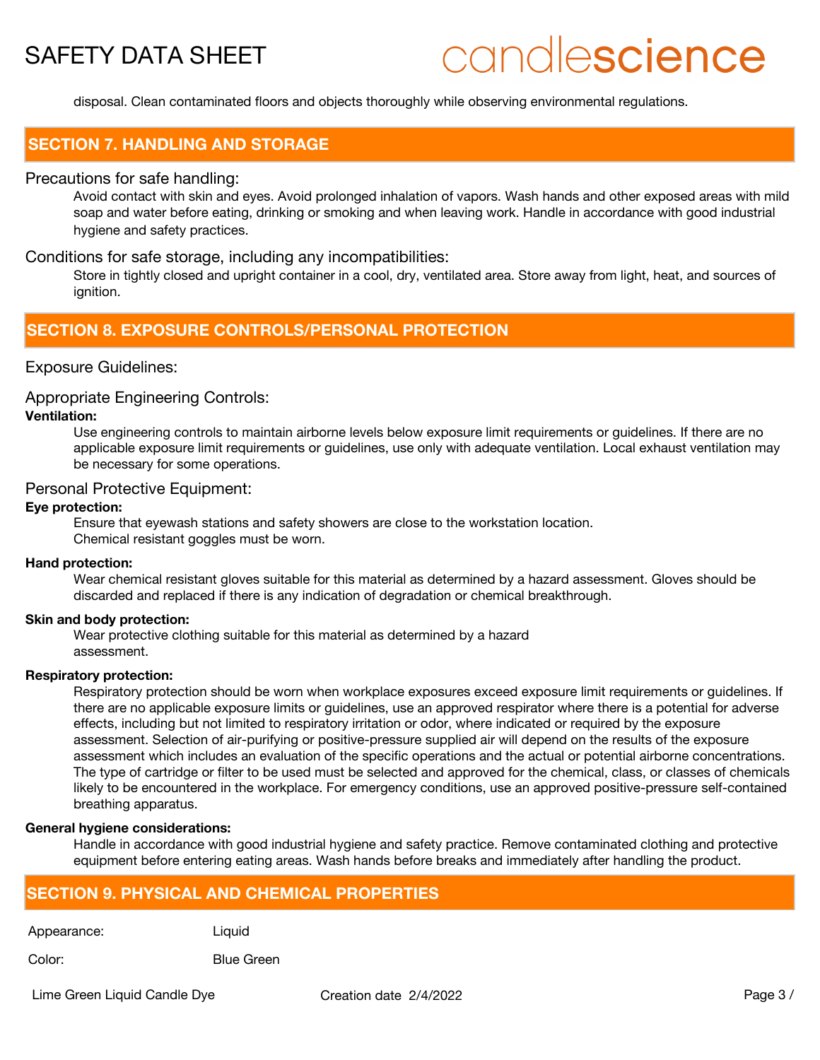disposal. Clean contaminated floors and objects thoroughly while observing environmental regulations.

## SECTION 7. HANDLING AND STORAGE

### Precautions for safe handling:

Avoid contact with skin and eyes. Avoid prolonged inhalation of vapors. Wash hands and other exposed areas with mild soap and water before eating, drinking or smoking and when leaving work. Handle in accordance with good industrial hygiene and safety practices.

### Conditions for safe storage, including any incompatibilities:

Store in tightly closed and upright container in a cool, dry, ventilated area. Store away from light, heat, and sources of ignition.

## SECTION 8. EXPOSURE CONTROLS/PERSONAL PROTECTION

### Exposure Guidelines:

### Appropriate Engineering Controls:

**Ventilation:**

Use engineering controls to maintain airborne levels below exposure limit requirements or guidelines. If there are no applicable exposure limit requirements or guidelines, use only with adequate ventilation. Local exhaust ventilation may be necessary for some operations.

### Personal Protective Equipment:

**Eye protection:**

Ensure that eyewash stations and safety showers are close to the workstation location.
Chemical resistant goggles must be worn.

**Hand protection:**

Wear chemical resistant gloves suitable for this material as determined by a hazard assessment. Gloves should be discarded and replaced if there is any indication of degradation or chemical breakthrough.

**Skin and body protection:**

Wear protective clothing suitable for this material as determined by a hazard assessment.

**Respiratory protection:**

Respiratory protection should be worn when workplace exposures exceed exposure limit requirements or guidelines. If there are no applicable exposure limits or guidelines, use an approved respirator where there is a potential for adverse effects, including but not limited to respiratory irritation or odor, where indicated or required by the exposure assessment. Selection of air-purifying or positive-pressure supplied air will depend on the results of the exposure assessment which includes an evaluation of the specific operations and the actual or potential airborne concentrations. The type of cartridge or filter to be used must be selected and approved for the chemical, class, or classes of chemicals likely to be encountered in the workplace. For emergency conditions, use an approved positive-pressure self-contained breathing apparatus.

**General hygiene considerations:**

Handle in accordance with good industrial hygiene and safety practice. Remove contaminated clothing and protective equipment before entering eating areas. Wash hands before breaks and immediately after handling the product.

## SECTION 9. PHYSICAL AND CHEMICAL PROPERTIES

| | |
|---|---|
| Appearance: | Liquid |
| Color: | Blue Green |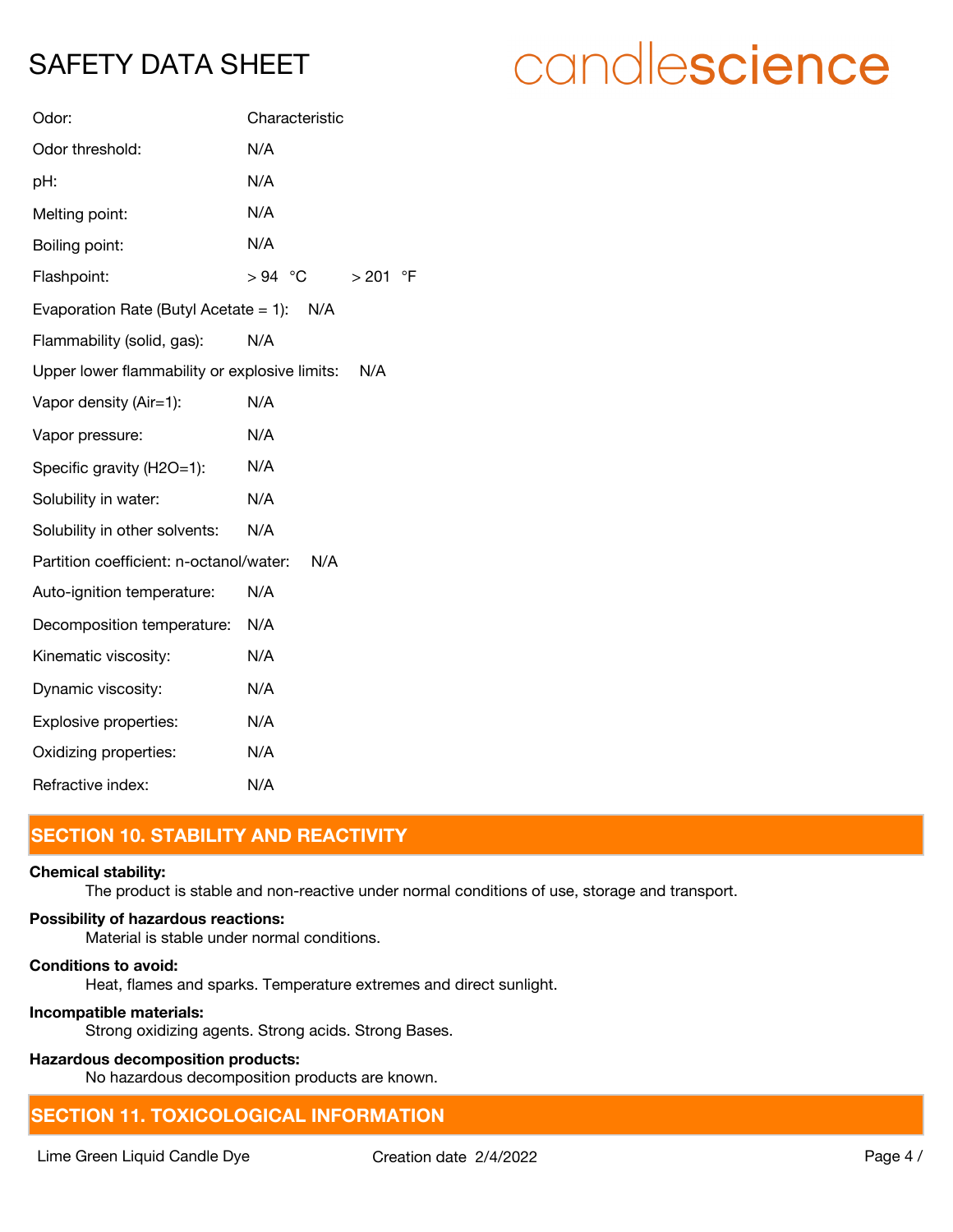| | |
|---|---|
| Odor: | Characteristic |
| Odor threshold: | N/A |
| pH: | N/A |
| Melting point: | N/A |
| Boiling point: | N/A |
| Flashpoint: | > 94 °C    > 201 °F |
| Evaporation Rate (Butyl Acetate = 1): | N/A |
| Flammability (solid, gas): | N/A |
| Upper lower flammability or explosive limits: | N/A |
| Vapor density (Air=1): | N/A |
| Vapor pressure: | N/A |
| Specific gravity (H2O=1): | N/A |
| Solubility in water: | N/A |
| Solubility in other solvents: | N/A |
| Partition coefficient: n-octanol/water: | N/A |
| Auto-ignition temperature: | N/A |
| Decomposition temperature: | N/A |
| Kinematic viscosity: | N/A |
| Dynamic viscosity: | N/A |
| Explosive properties: | N/A |
| Oxidizing properties: | N/A |
| Refractive index: | N/A |

## SECTION 10. STABILITY AND REACTIVITY

**Chemical stability:**

The product is stable and non-reactive under normal conditions of use, storage and transport.

**Possibility of hazardous reactions:**

Material is stable under normal conditions.

**Conditions to avoid:**

Heat, flames and sparks. Temperature extremes and direct sunlight.

**Incompatible materials:**

Strong oxidizing agents. Strong acids. Strong Bases.

**Hazardous decomposition products:**

No hazardous decomposition products are known.

## SECTION 11. TOXICOLOGICAL INFORMATION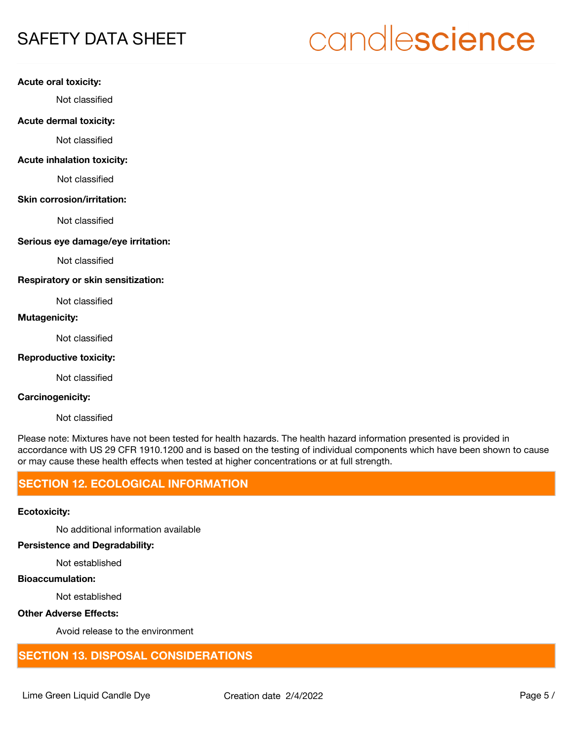**Acute oral toxicity:**

Not classified

**Acute dermal toxicity:**

Not classified

**Acute inhalation toxicity:**

Not classified

**Skin corrosion/irritation:**

Not classified

**Serious eye damage/eye irritation:**

Not classified

**Respiratory or skin sensitization:**

Not classified

**Mutagenicity:**

Not classified

**Reproductive toxicity:**

Not classified

**Carcinogenicity:**

Not classified

Please note: Mixtures have not been tested for health hazards. The health hazard information presented is provided in accordance with US 29 CFR 1910.1200 and is based on the testing of individual components which have been shown to cause or may cause these health effects when tested at higher concentrations or at full strength.

## SECTION 12. ECOLOGICAL INFORMATION

**Ecotoxicity:**

No additional information available

**Persistence and Degradability:**

Not established

**Bioaccumulation:**

Not established

**Other Adverse Effects:**

Avoid release to the environment

## SECTION 13. DISPOSAL CONSIDERATIONS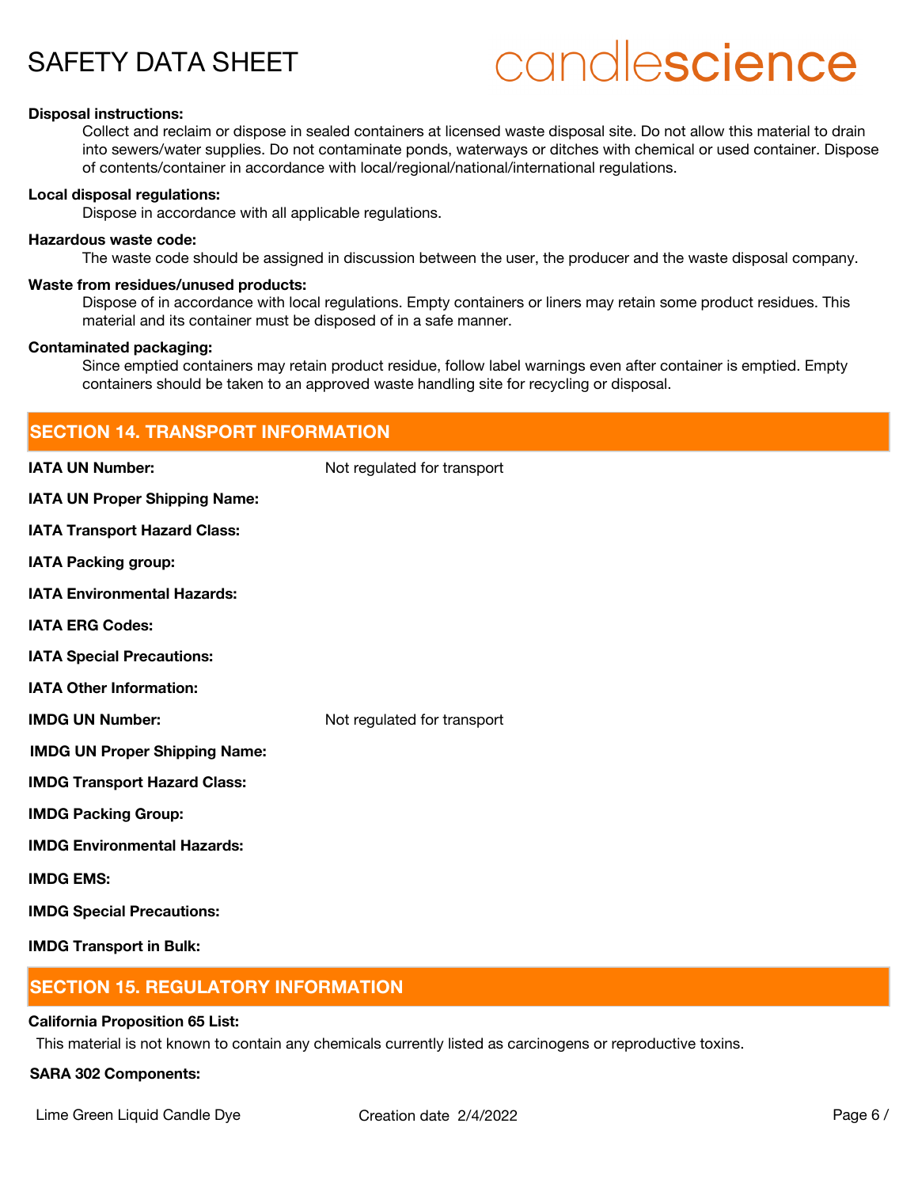**Disposal instructions:**

Collect and reclaim or dispose in sealed containers at licensed waste disposal site. Do not allow this material to drain into sewers/water supplies. Do not contaminate ponds, waterways or ditches with chemical or used container. Dispose of contents/container in accordance with local/regional/national/international regulations.

**Local disposal regulations:**

Dispose in accordance with all applicable regulations.

**Hazardous waste code:**

The waste code should be assigned in discussion between the user, the producer and the waste disposal company.

**Waste from residues/unused products:**

Dispose of in accordance with local regulations. Empty containers or liners may retain some product residues. This material and its container must be disposed of in a safe manner.

**Contaminated packaging:**

Since emptied containers may retain product residue, follow label warnings even after container is emptied. Empty containers should be taken to an approved waste handling site for recycling or disposal.

## SECTION 14. TRANSPORT INFORMATION

**IATA UN Number:** Not regulated for transport

**IATA UN Proper Shipping Name:**

**IATA Transport Hazard Class:**

**IATA Packing group:**

**IATA Environmental Hazards:**

**IATA ERG Codes:**

**IATA Special Precautions:**

**IATA Other Information:**

**IMDG UN Number:** Not regulated for transport

**IMDG UN Proper Shipping Name:**

**IMDG Transport Hazard Class:**

**IMDG Packing Group:**

**IMDG Environmental Hazards:**

**IMDG EMS:**

**IMDG Special Precautions:**

**IMDG Transport in Bulk:**

## SECTION 15. REGULATORY INFORMATION

**California Proposition 65 List:**

This material is not known to contain any chemicals currently listed as carcinogens or reproductive toxins.

**SARA 302 Components:**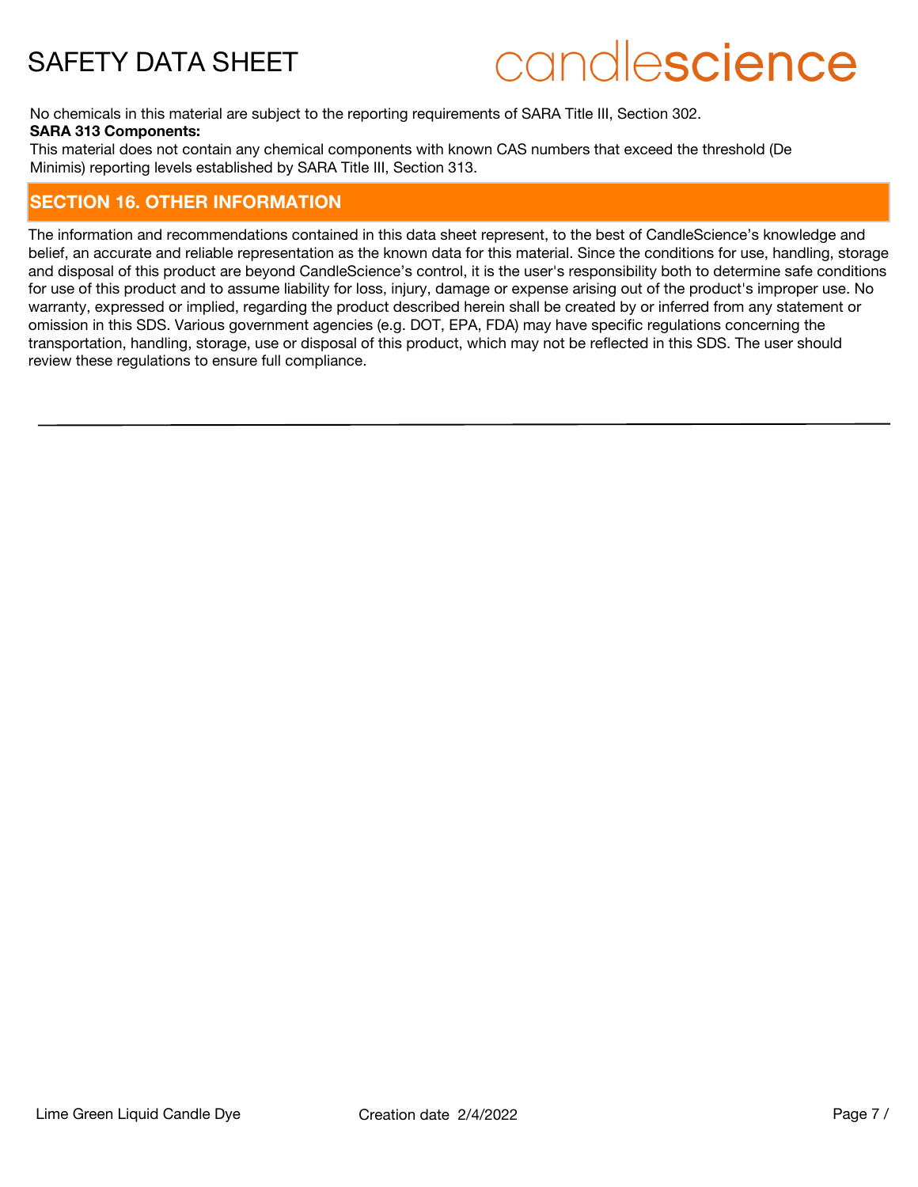No chemicals in this material are subject to the reporting requirements of SARA Title III, Section 302.

**SARA 313 Components:**

This material does not contain any chemical components with known CAS numbers that exceed the threshold (De Minimis) reporting levels established by SARA Title III, Section 313.

## SECTION 16. OTHER INFORMATION

The information and recommendations contained in this data sheet represent, to the best of CandleScience's knowledge and belief, an accurate and reliable representation as the known data for this material. Since the conditions for use, handling, storage and disposal of this product are beyond CandleScience's control, it is the user's responsibility both to determine safe conditions for use of this product and to assume liability for loss, injury, damage or expense arising out of the product's improper use. No warranty, expressed or implied, regarding the product described herein shall be created by or inferred from any statement or omission in this SDS. Various government agencies (e.g. DOT, EPA, FDA) may have specific regulations concerning the transportation, handling, storage, use or disposal of this product, which may not be reflected in this SDS. The user should review these regulations to ensure full compliance.